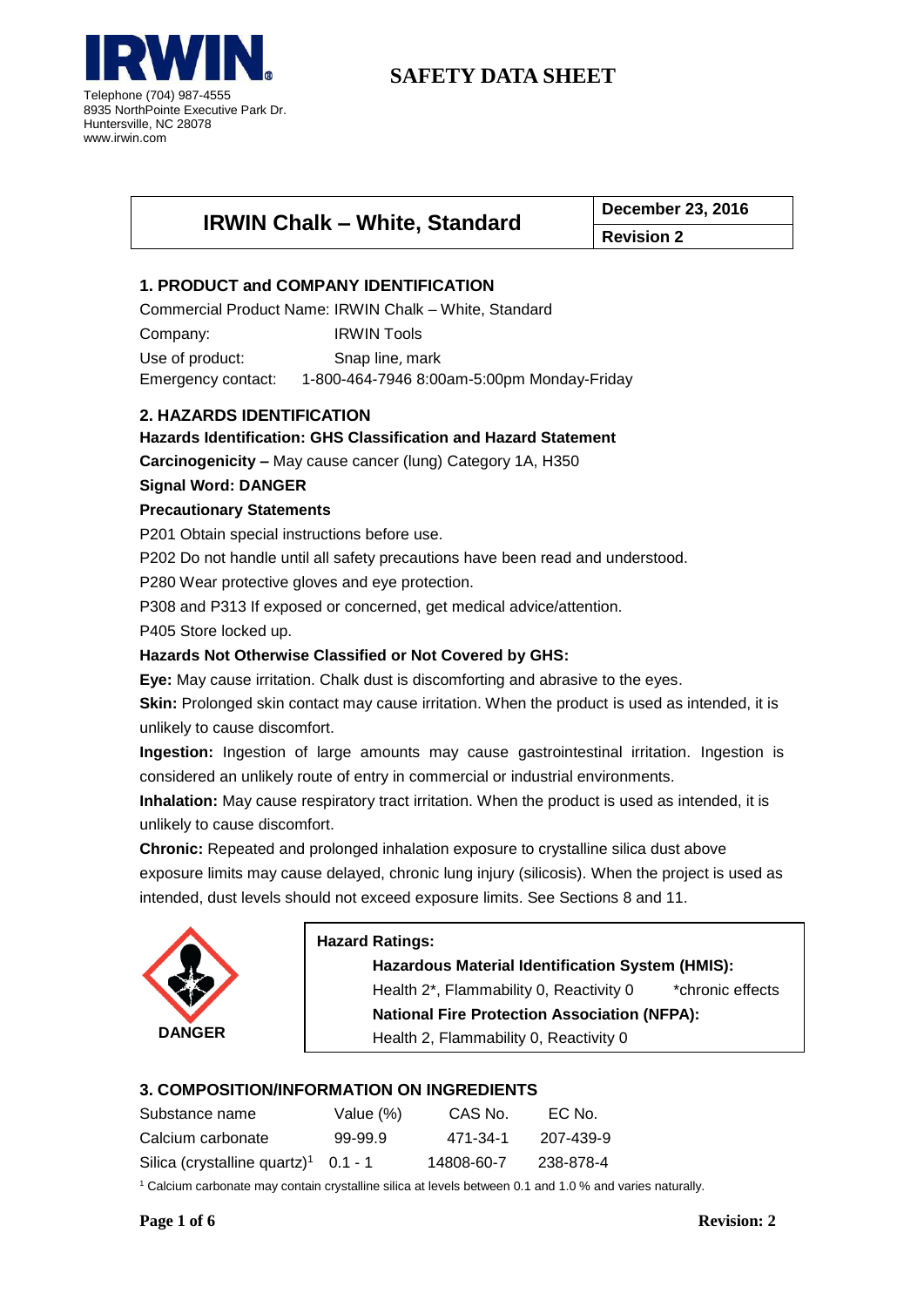**IRWIN**

Telephone (704) 987-4555
8935 NorthPointe Executive Park Dr.
Huntersville, NC 28078
www.irwin.com

# SAFETY DATA SHEET

| IRWIN Chalk – White, Standard | December 23, 2016 |
|---|---|
| | Revision 2 |

## 1. PRODUCT and COMPANY IDENTIFICATION

Commercial Product Name: IRWIN Chalk – White, Standard

Company: IRWIN Tools

Use of product: Snap line, mark

Emergency contact: 1-800-464-7946 8:00am-5:00pm Monday-Friday

## 2. HAZARDS IDENTIFICATION

**Hazards Identification: GHS Classification and Hazard Statement**

**Carcinogenicity –** May cause cancer (lung) Category 1A, H350

**Signal Word: DANGER**

**Precautionary Statements**

P201 Obtain special instructions before use.

P202 Do not handle until all safety precautions have been read and understood.

P280 Wear protective gloves and eye protection.

P308 and P313 If exposed or concerned, get medical advice/attention.

P405 Store locked up.

**Hazards Not Otherwise Classified or Not Covered by GHS:**

**Eye:** May cause irritation. Chalk dust is discomforting and abrasive to the eyes.

**Skin:** Prolonged skin contact may cause irritation. When the product is used as intended, it is unlikely to cause discomfort.

**Ingestion:** Ingestion of large amounts may cause gastrointestinal irritation. Ingestion is considered an unlikely route of entry in commercial or industrial environments.

**Inhalation:** May cause respiratory tract irritation. When the product is used as intended, it is unlikely to cause discomfort.

**Chronic:** Repeated and prolonged inhalation exposure to crystalline silica dust above exposure limits may cause delayed, chronic lung injury (silicosis). When the project is used as intended, dust levels should not exceed exposure limits. See Sections 8 and 11.

**DANGER**

**Hazard Ratings:**

**Hazardous Material Identification System (HMIS):**
Health 2*, Flammability 0, Reactivity 0 *chronic effects

**National Fire Protection Association (NFPA):**
Health 2, Flammability 0, Reactivity 0

## 3. COMPOSITION/INFORMATION ON INGREDIENTS

| Substance name | Value (%) | CAS No. | EC No. |
|---|---|---|---|
| Calcium carbonate | 99-99.9 | 471-34-1 | 207-439-9 |
| Silica (crystalline quartz)[1] | 0.1 - 1 | 14808-60-7 | 238-878-4 |

[1] Calcium carbonate may contain crystalline silica at levels between 0.1 and 1.0 % and varies naturally.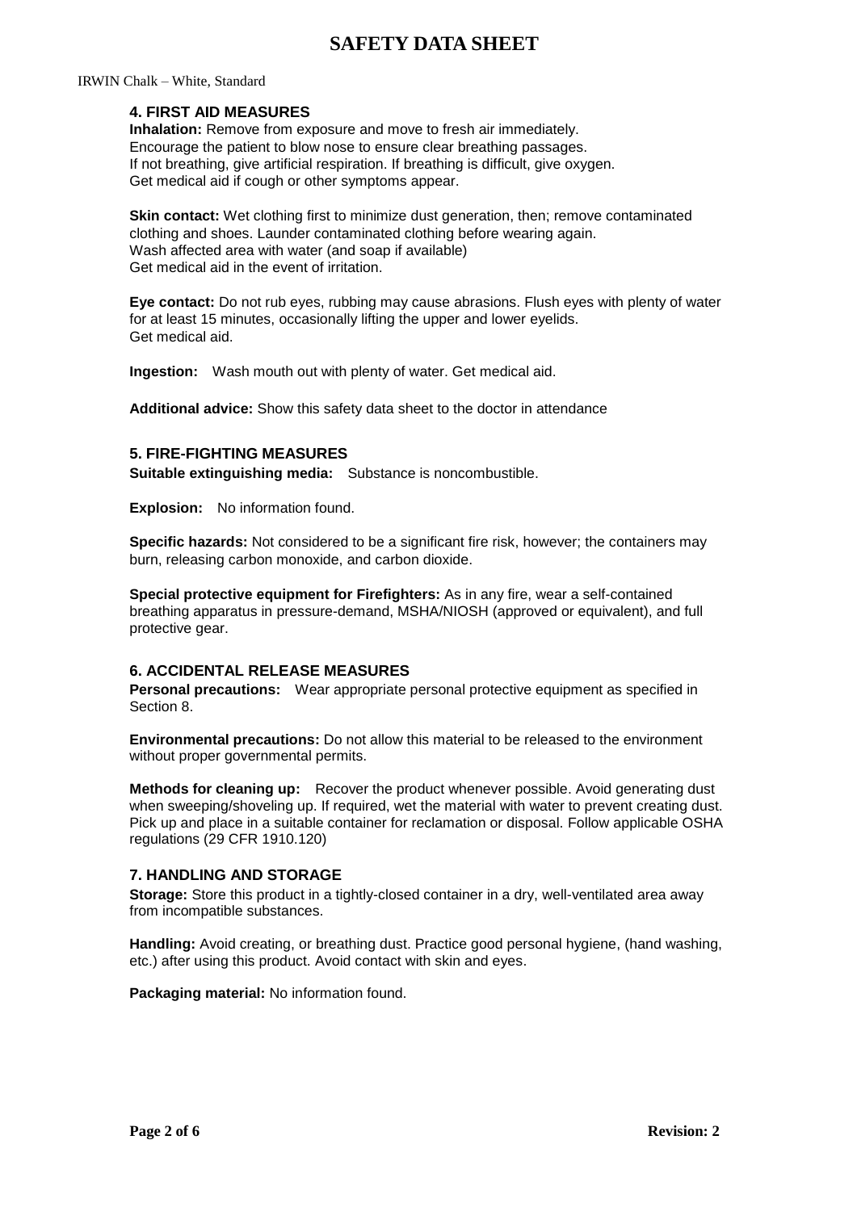### 4. FIRST AID MEASURES

**Inhalation:** Remove from exposure and move to fresh air immediately.
Encourage the patient to blow nose to ensure clear breathing passages.
If not breathing, give artificial respiration. If breathing is difficult, give oxygen.
Get medical aid if cough or other symptoms appear.

**Skin contact:** Wet clothing first to minimize dust generation, then; remove contaminated clothing and shoes. Launder contaminated clothing before wearing again.
Wash affected area with water (and soap if available)
Get medical aid in the event of irritation.

**Eye contact:** Do not rub eyes, rubbing may cause abrasions. Flush eyes with plenty of water for at least 15 minutes, occasionally lifting the upper and lower eyelids.
Get medical aid.

**Ingestion:** Wash mouth out with plenty of water. Get medical aid.

**Additional advice:** Show this safety data sheet to the doctor in attendance

### 5. FIRE-FIGHTING MEASURES

**Suitable extinguishing media:** Substance is noncombustible.

**Explosion:** No information found.

**Specific hazards:** Not considered to be a significant fire risk, however; the containers may burn, releasing carbon monoxide, and carbon dioxide.

**Special protective equipment for Firefighters:** As in any fire, wear a self-contained breathing apparatus in pressure-demand, MSHA/NIOSH (approved or equivalent), and full protective gear.

### 6. ACCIDENTAL RELEASE MEASURES

**Personal precautions:** Wear appropriate personal protective equipment as specified in Section 8.

**Environmental precautions:** Do not allow this material to be released to the environment without proper governmental permits.

**Methods for cleaning up:** Recover the product whenever possible. Avoid generating dust when sweeping/shoveling up. If required, wet the material with water to prevent creating dust. Pick up and place in a suitable container for reclamation or disposal. Follow applicable OSHA regulations (29 CFR 1910.120)

### 7. HANDLING AND STORAGE

**Storage:** Store this product in a tightly-closed container in a dry, well-ventilated area away from incompatible substances.

**Handling:** Avoid creating, or breathing dust. Practice good personal hygiene, (hand washing, etc.) after using this product. Avoid contact with skin and eyes.

**Packaging material:** No information found.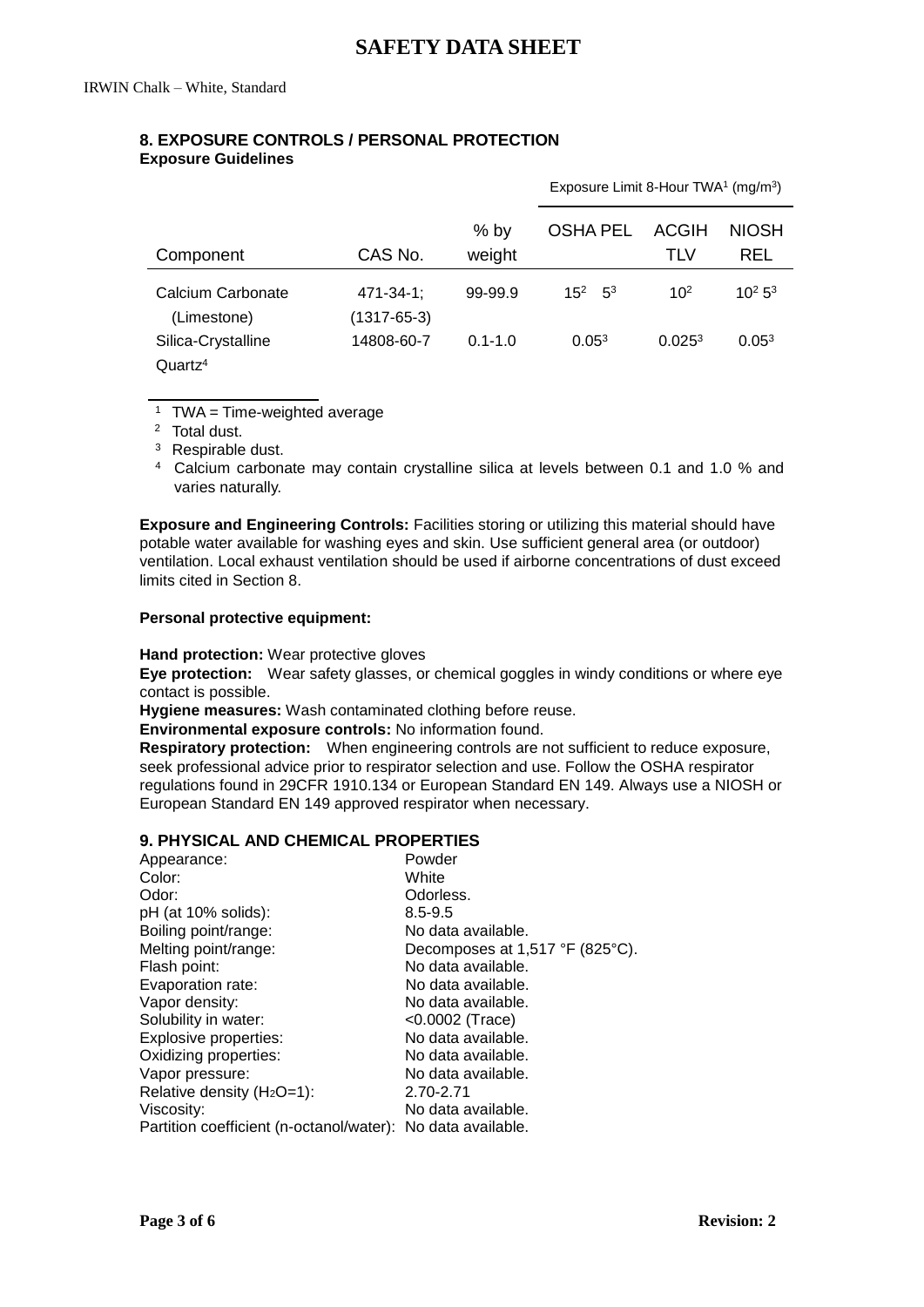## 8. EXPOSURE CONTROLS / PERSONAL PROTECTION

**Exposure Guidelines**

| Component | CAS No. | % by weight | Exposure Limit 8-Hour TWA[1] (mg/m$^3$) OSHA PEL | ACGIH TLV | NIOSH REL |
|---|---|---|---|---|---|
| Calcium Carbonate (Limestone) | 471-34-1; (1317-65-3) | 99-99.9 | 15[2] 5[3] | 10[2] | 10[2] 5[3] |
| Silica-Crystalline Quartz[4] | 14808-60-7 | 0.1-1.0 | 0.05[3] | 0.025[3] | 0.05[3] |

[1] TWA = Time-weighted average
[2] Total dust.
[3] Respirable dust.
[4] Calcium carbonate may contain crystalline silica at levels between 0.1 and 1.0 % and varies naturally.

**Exposure and Engineering Controls:** Facilities storing or utilizing this material should have potable water available for washing eyes and skin. Use sufficient general area (or outdoor) ventilation. Local exhaust ventilation should be used if airborne concentrations of dust exceed limits cited in Section 8.

**Personal protective equipment:**

**Hand protection:** Wear protective gloves

**Eye protection:** Wear safety glasses, or chemical goggles in windy conditions or where eye contact is possible.

**Hygiene measures:** Wash contaminated clothing before reuse.

**Environmental exposure controls:** No information found.

**Respiratory protection:** When engineering controls are not sufficient to reduce exposure, seek professional advice prior to respirator selection and use. Follow the OSHA respirator regulations found in 29CFR 1910.134 or European Standard EN 149. Always use a NIOSH or European Standard EN 149 approved respirator when necessary.

## 9. PHYSICAL AND CHEMICAL PROPERTIES

| | |
|---|---|
| Appearance: | Powder |
| Color: | White |
| Odor: | Odorless. |
| pH (at 10% solids): | 8.5-9.5 |
| Boiling point/range: | No data available. |
| Melting point/range: | Decomposes at 1,517 °F (825°C). |
| Flash point: | No data available. |
| Evaporation rate: | No data available. |
| Vapor density: | No data available. |
| Solubility in water: | <0.0002 (Trace) |
| Explosive properties: | No data available. |
| Oxidizing properties: | No data available. |
| Vapor pressure: | No data available. |
| Relative density ($H_2O$=1): | 2.70-2.71 |
| Viscosity: | No data available. |
| Partition coefficient (n-octanol/water): | No data available. |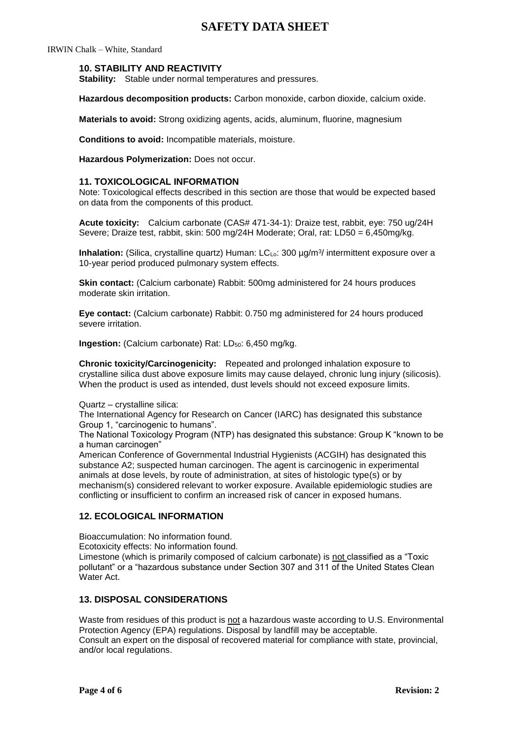# SAFETY DATA SHEET

IRWIN Chalk – White, Standard

## 10. STABILITY AND REACTIVITY

**Stability:** Stable under normal temperatures and pressures.

**Hazardous decomposition products:** Carbon monoxide, carbon dioxide, calcium oxide.

**Materials to avoid:** Strong oxidizing agents, acids, aluminum, fluorine, magnesium

**Conditions to avoid:** Incompatible materials, moisture.

**Hazardous Polymerization:** Does not occur.

## 11. TOXICOLOGICAL INFORMATION

Note: Toxicological effects described in this section are those that would be expected based on data from the components of this product.

**Acute toxicity:** Calcium carbonate (CAS# 471-34-1): Draize test, rabbit, eye: 750 ug/24H Severe; Draize test, rabbit, skin: 500 mg/24H Moderate; Oral, rat: LD50 = 6,450mg/kg.

**Inhalation:** (Silica, crystalline quartz) Human: $LC_{Lo}$: 300 µg/m$^3$/ intermittent exposure over a 10-year period produced pulmonary system effects.

**Skin contact:** (Calcium carbonate) Rabbit: 500mg administered for 24 hours produces moderate skin irritation.

**Eye contact:** (Calcium carbonate) Rabbit: 0.750 mg administered for 24 hours produced severe irritation.

**Ingestion:** (Calcium carbonate) Rat: $LD_{50}$: 6,450 mg/kg.

**Chronic toxicity/Carcinogenicity:** Repeated and prolonged inhalation exposure to crystalline silica dust above exposure limits may cause delayed, chronic lung injury (silicosis). When the product is used as intended, dust levels should not exceed exposure limits.

Quartz – crystalline silica:
The International Agency for Research on Cancer (IARC) has designated this substance Group 1, "carcinogenic to humans".
The National Toxicology Program (NTP) has designated this substance: Group K "known to be a human carcinogen"
American Conference of Governmental Industrial Hygienists (ACGIH) has designated this substance A2; suspected human carcinogen. The agent is carcinogenic in experimental animals at dose levels, by route of administration, at sites of histologic type(s) or by mechanism(s) considered relevant to worker exposure. Available epidemiologic studies are conflicting or insufficient to confirm an increased risk of cancer in exposed humans.

## 12. ECOLOGICAL INFORMATION

Bioaccumulation: No information found.
Ecotoxicity effects: No information found.
Limestone (which is primarily composed of calcium carbonate) is not classified as a "Toxic pollutant" or a "hazardous substance under Section 307 and 311 of the United States Clean Water Act.

## 13. DISPOSAL CONSIDERATIONS

Waste from residues of this product is not a hazardous waste according to U.S. Environmental Protection Agency (EPA) regulations. Disposal by landfill may be acceptable.
Consult an expert on the disposal of recovered material for compliance with state, provincial, and/or local regulations.

Revision: 2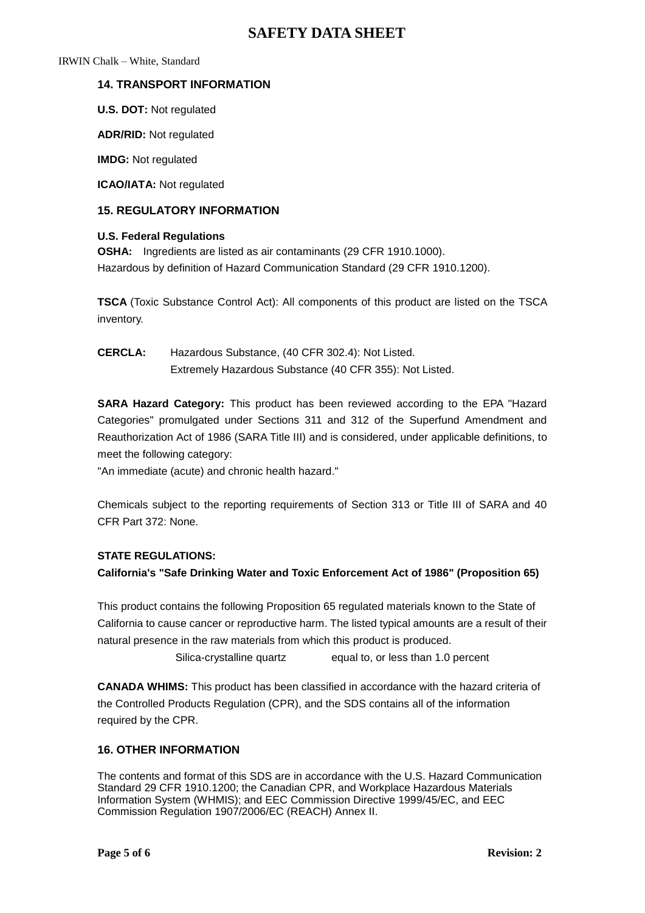## 14. TRANSPORT INFORMATION

**U.S. DOT:** Not regulated

**ADR/RID:** Not regulated

**IMDG:** Not regulated

**ICAO/IATA:** Not regulated

## 15. REGULATORY INFORMATION

**U.S. Federal Regulations**

**OSHA:** Ingredients are listed as air contaminants (29 CFR 1910.1000).
Hazardous by definition of Hazard Communication Standard (29 CFR 1910.1200).

**TSCA** (Toxic Substance Control Act): All components of this product are listed on the TSCA inventory.

**CERCLA:** Hazardous Substance, (40 CFR 302.4): Not Listed.
Extremely Hazardous Substance (40 CFR 355): Not Listed.

**SARA Hazard Category:** This product has been reviewed according to the EPA "Hazard Categories" promulgated under Sections 311 and 312 of the Superfund Amendment and Reauthorization Act of 1986 (SARA Title III) and is considered, under applicable definitions, to meet the following category:
"An immediate (acute) and chronic health hazard."

Chemicals subject to the reporting requirements of Section 313 or Title III of SARA and 40 CFR Part 372: None.

**STATE REGULATIONS:**

**California's "Safe Drinking Water and Toxic Enforcement Act of 1986" (Proposition 65)**

This product contains the following Proposition 65 regulated materials known to the State of California to cause cancer or reproductive harm. The listed typical amounts are a result of their natural presence in the raw materials from which this product is produced.

Silica-crystalline quartz equal to, or less than 1.0 percent

**CANADA WHIMS:** This product has been classified in accordance with the hazard criteria of the Controlled Products Regulation (CPR), and the SDS contains all of the information required by the CPR.

## 16. OTHER INFORMATION

The contents and format of this SDS are in accordance with the U.S. Hazard Communication Standard 29 CFR 1910.1200; the Canadian CPR, and Workplace Hazardous Materials Information System (WHMIS); and EEC Commission Directive 1999/45/EC, and EEC Commission Regulation 1907/2006/EC (REACH) Annex II.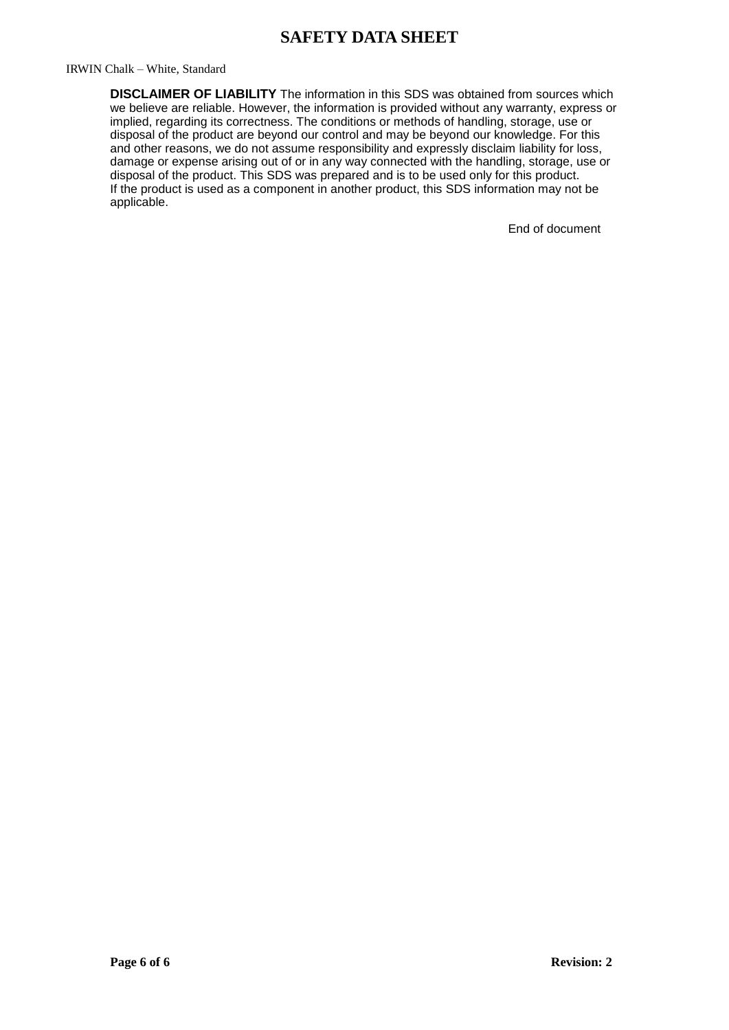**DISCLAIMER OF LIABILITY** The information in this SDS was obtained from sources which we believe are reliable. However, the information is provided without any warranty, express or implied, regarding its correctness. The conditions or methods of handling, storage, use or disposal of the product are beyond our control and may be beyond our knowledge. For this and other reasons, we do not assume responsibility and expressly disclaim liability for loss, damage or expense arising out of or in any way connected with the handling, storage, use or disposal of the product. This SDS was prepared and is to be used only for this product. If the product is used as a component in another product, this SDS information may not be applicable.

End of document